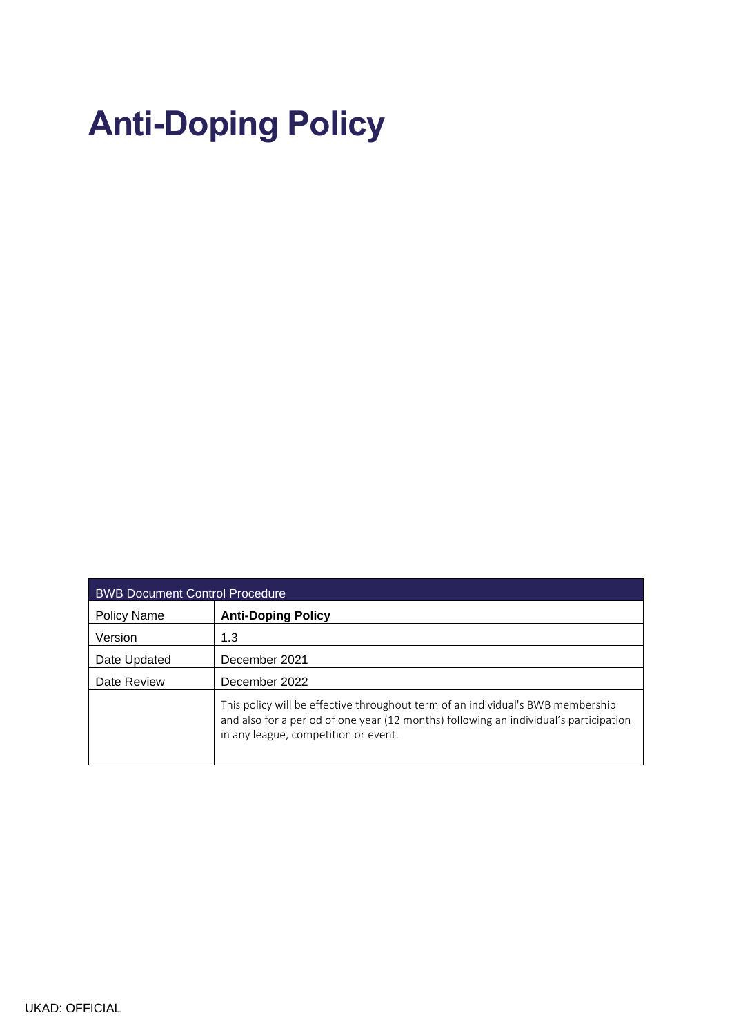# Anti-Doping Policy

| BWB Document Control Procedure | |
|---|---|
| Policy Name | **Anti-Doping Policy** |
| Version | 1.3 |
| Date Updated | December 2021 |
| Date Review | December 2022 |
| | This policy will be effective throughout term of an individual's BWB membership and also for a period of one year (12 months) following an individual's participation in any league, competition or event. |

UKAD: OFFICIAL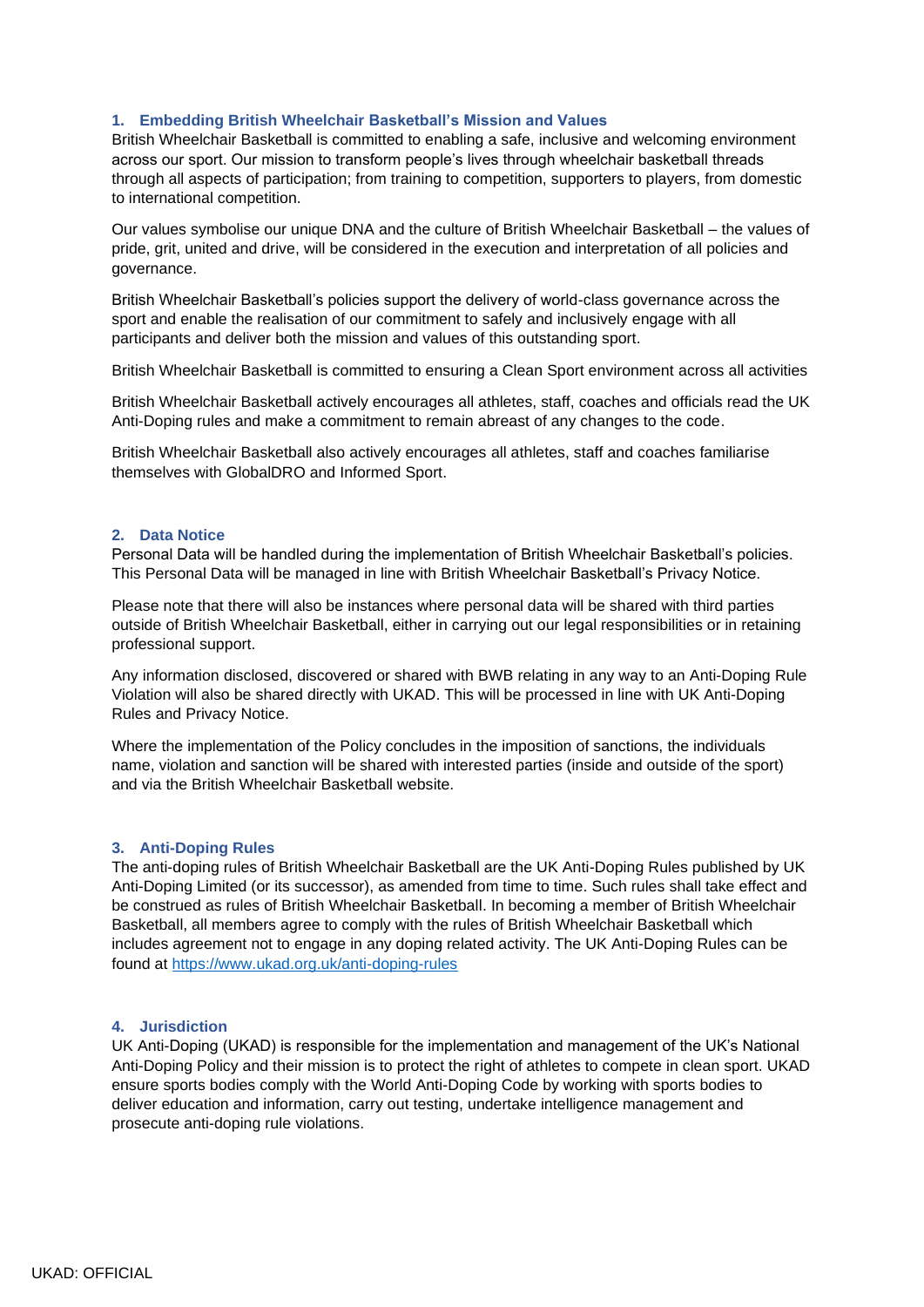## 1. Embedding British Wheelchair Basketball's Mission and Values

British Wheelchair Basketball is committed to enabling a safe, inclusive and welcoming environment across our sport. Our mission to transform people's lives through wheelchair basketball threads through all aspects of participation; from training to competition, supporters to players, from domestic to international competition.

Our values symbolise our unique DNA and the culture of British Wheelchair Basketball – the values of pride, grit, united and drive, will be considered in the execution and interpretation of all policies and governance.

British Wheelchair Basketball's policies support the delivery of world-class governance across the sport and enable the realisation of our commitment to safely and inclusively engage with all participants and deliver both the mission and values of this outstanding sport.

British Wheelchair Basketball is committed to ensuring a Clean Sport environment across all activities

British Wheelchair Basketball actively encourages all athletes, staff, coaches and officials read the UK Anti-Doping rules and make a commitment to remain abreast of any changes to the code.

British Wheelchair Basketball also actively encourages all athletes, staff and coaches familiarise themselves with GlobalDRO and Informed Sport.

## 2. Data Notice

Personal Data will be handled during the implementation of British Wheelchair Basketball's policies. This Personal Data will be managed in line with British Wheelchair Basketball's Privacy Notice.

Please note that there will also be instances where personal data will be shared with third parties outside of British Wheelchair Basketball, either in carrying out our legal responsibilities or in retaining professional support.

Any information disclosed, discovered or shared with BWB relating in any way to an Anti-Doping Rule Violation will also be shared directly with UKAD. This will be processed in line with UK Anti-Doping Rules and Privacy Notice.

Where the implementation of the Policy concludes in the imposition of sanctions, the individuals name, violation and sanction will be shared with interested parties (inside and outside of the sport) and via the British Wheelchair Basketball website.

## 3. Anti-Doping Rules

The anti-doping rules of British Wheelchair Basketball are the UK Anti-Doping Rules published by UK Anti-Doping Limited (or its successor), as amended from time to time. Such rules shall take effect and be construed as rules of British Wheelchair Basketball. In becoming a member of British Wheelchair Basketball, all members agree to comply with the rules of British Wheelchair Basketball which includes agreement not to engage in any doping related activity. The UK Anti-Doping Rules can be found at [https://www.ukad.org.uk/anti-doping-rules](https://www.ukad.org.uk/anti-doping-rules)

## 4. Jurisdiction

UK Anti-Doping (UKAD) is responsible for the implementation and management of the UK's National Anti-Doping Policy and their mission is to protect the right of athletes to compete in clean sport. UKAD ensure sports bodies comply with the World Anti-Doping Code by working with sports bodies to deliver education and information, carry out testing, undertake intelligence management and prosecute anti-doping rule violations.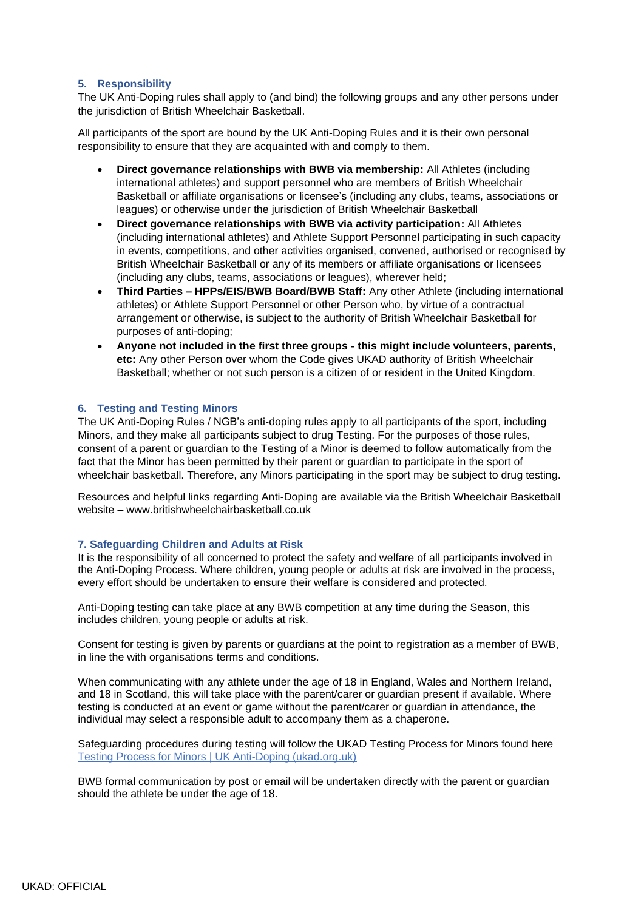## 5. Responsibility

The UK Anti-Doping rules shall apply to (and bind) the following groups and any other persons under the jurisdiction of British Wheelchair Basketball.

All participants of the sport are bound by the UK Anti-Doping Rules and it is their own personal responsibility to ensure that they are acquainted with and comply to them.

- **Direct governance relationships with BWB via membership:** All Athletes (including international athletes) and support personnel who are members of British Wheelchair Basketball or affiliate organisations or licensee's (including any clubs, teams, associations or leagues) or otherwise under the jurisdiction of British Wheelchair Basketball
- **Direct governance relationships with BWB via activity participation:** All Athletes (including international athletes) and Athlete Support Personnel participating in such capacity in events, competitions, and other activities organised, convened, authorised or recognised by British Wheelchair Basketball or any of its members or affiliate organisations or licensees (including any clubs, teams, associations or leagues), wherever held;
- **Third Parties – HPPs/EIS/BWB Board/BWB Staff:** Any other Athlete (including international athletes) or Athlete Support Personnel or other Person who, by virtue of a contractual arrangement or otherwise, is subject to the authority of British Wheelchair Basketball for purposes of anti-doping;
- **Anyone not included in the first three groups - this might include volunteers, parents, etc:** Any other Person over whom the Code gives UKAD authority of British Wheelchair Basketball; whether or not such person is a citizen of or resident in the United Kingdom.

## 6. Testing and Testing Minors

The UK Anti-Doping Rules / NGB's anti-doping rules apply to all participants of the sport, including Minors, and they make all participants subject to drug Testing. For the purposes of those rules, consent of a parent or guardian to the Testing of a Minor is deemed to follow automatically from the fact that the Minor has been permitted by their parent or guardian to participate in the sport of wheelchair basketball. Therefore, any Minors participating in the sport may be subject to drug testing.

Resources and helpful links regarding Anti-Doping are available via the British Wheelchair Basketball website – www.britishwheelchairbasketball.co.uk

## 7. Safeguarding Children and Adults at Risk

It is the responsibility of all concerned to protect the safety and welfare of all participants involved in the Anti-Doping Process. Where children, young people or adults at risk are involved in the process, every effort should be undertaken to ensure their welfare is considered and protected.

Anti-Doping testing can take place at any BWB competition at any time during the Season, this includes children, young people or adults at risk.

Consent for testing is given by parents or guardians at the point to registration as a member of BWB, in line the with organisations terms and conditions.

When communicating with any athlete under the age of 18 in England, Wales and Northern Ireland, and 18 in Scotland, this will take place with the parent/carer or guardian present if available. Where testing is conducted at an event or game without the parent/carer or guardian in attendance, the individual may select a responsible adult to accompany them as a chaperone.

Safeguarding procedures during testing will follow the UKAD Testing Process for Minors found here [Testing Process for Minors | UK Anti-Doping (ukad.org.uk)](https://www.ukad.org.uk)

BWB formal communication by post or email will be undertaken directly with the parent or guardian should the athlete be under the age of 18.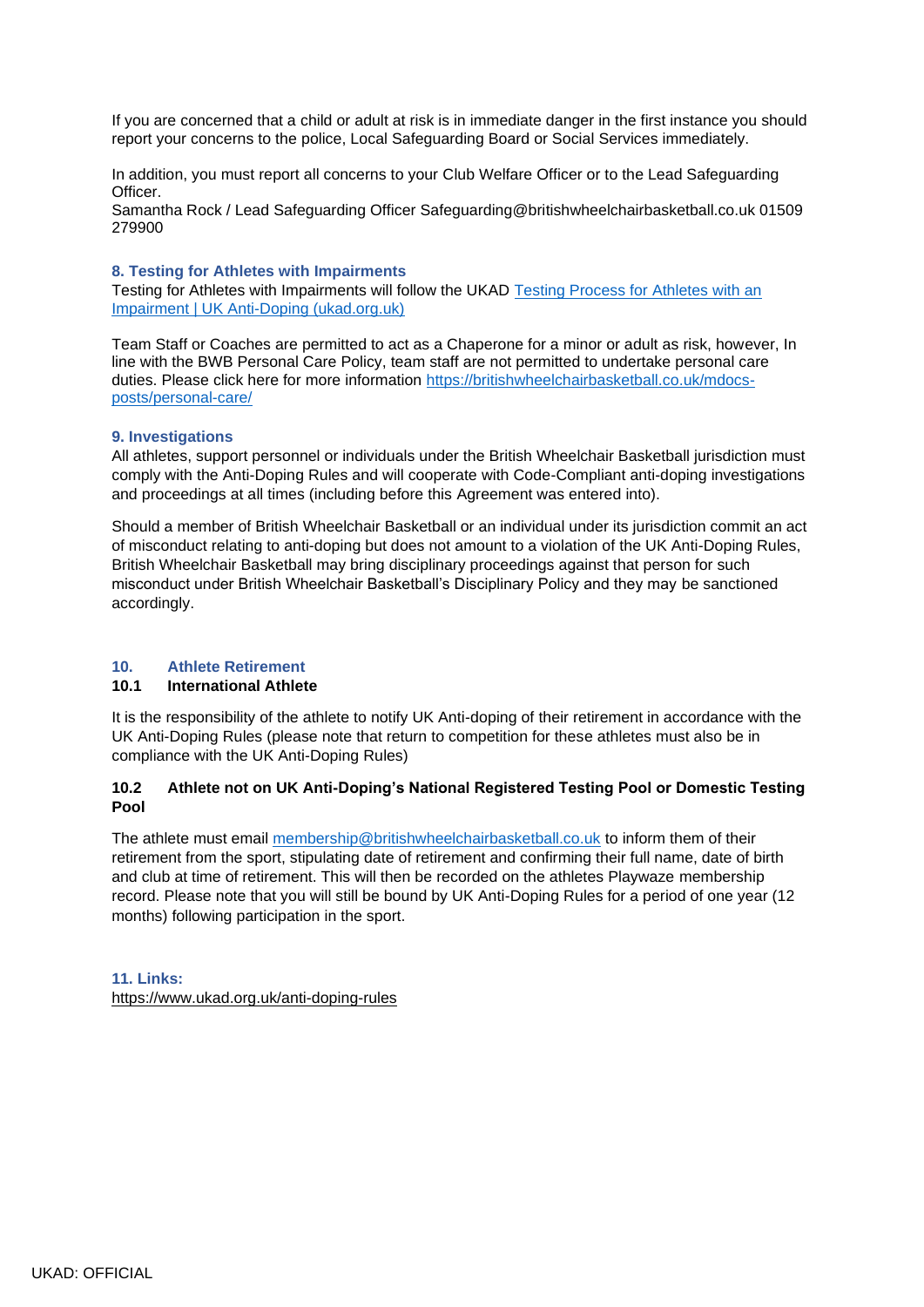If you are concerned that a child or adult at risk is in immediate danger in the first instance you should report your concerns to the police, Local Safeguarding Board or Social Services immediately.

In addition, you must report all concerns to your Club Welfare Officer or to the Lead Safeguarding Officer.
Samantha Rock / Lead Safeguarding Officer Safeguarding@britishwheelchairbasketball.co.uk 01509 279900

### 8. Testing for Athletes with Impairments

Testing for Athletes with Impairments will follow the UKAD [Testing Process for Athletes with an Impairment | UK Anti-Doping (ukad.org.uk)]

Team Staff or Coaches are permitted to act as a Chaperone for a minor or adult as risk, however, In line with the BWB Personal Care Policy, team staff are not permitted to undertake personal care duties. Please click here for more information https://britishwheelchairbasketball.co.uk/mdocs-posts/personal-care/

### 9. Investigations

All athletes, support personnel or individuals under the British Wheelchair Basketball jurisdiction must comply with the Anti-Doping Rules and will cooperate with Code-Compliant anti-doping investigations and proceedings at all times (including before this Agreement was entered into).

Should a member of British Wheelchair Basketball or an individual under its jurisdiction commit an act of misconduct relating to anti-doping but does not amount to a violation of the UK Anti-Doping Rules, British Wheelchair Basketball may bring disciplinary proceedings against that person for such misconduct under British Wheelchair Basketball's Disciplinary Policy and they may be sanctioned accordingly.

### 10. Athlete Retirement

#### 10.1 International Athlete

It is the responsibility of the athlete to notify UK Anti-doping of their retirement in accordance with the UK Anti-Doping Rules (please note that return to competition for these athletes must also be in compliance with the UK Anti-Doping Rules)

#### 10.2 Athlete not on UK Anti-Doping's National Registered Testing Pool or Domestic Testing Pool

The athlete must email membership@britishwheelchairbasketball.co.uk to inform them of their retirement from the sport, stipulating date of retirement and confirming their full name, date of birth and club at time of retirement. This will then be recorded on the athletes Playwaze membership record. Please note that you will still be bound by UK Anti-Doping Rules for a period of one year (12 months) following participation in the sport.

### 11. Links:

https://www.ukad.org.uk/anti-doping-rules